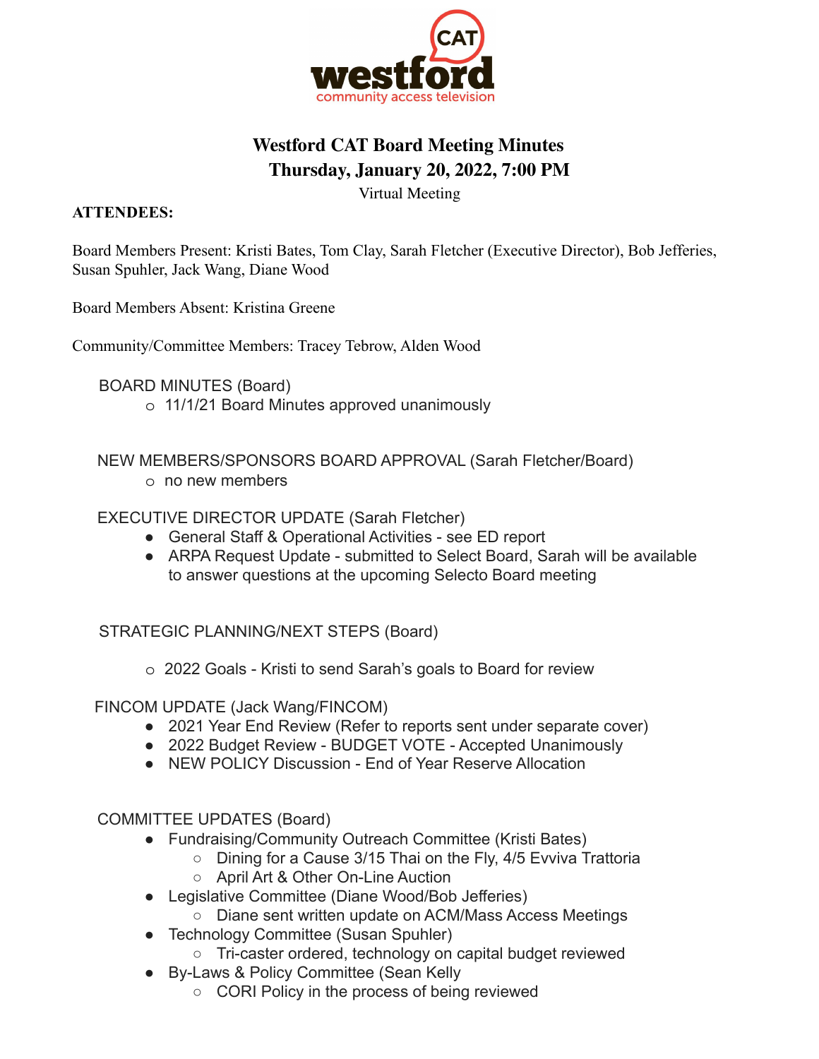# Westford CAT Board Meeting Minutes

## Thursday, January 20, 2022, 7:00 PM

Virtual Meeting

**ATTENDEES:**

Board Members Present: Kristi Bates, Tom Clay, Sarah Fletcher (Executive Director), Bob Jefferies, Susan Spuhler, Jack Wang, Diane Wood

Board Members Absent: Kristina Greene

Community/Committee Members: Tracey Tebrow, Alden Wood

BOARD MINUTES (Board)

- 11/1/21 Board Minutes approved unanimously

NEW MEMBERS/SPONSORS BOARD APPROVAL (Sarah Fletcher/Board)

- no new members

EXECUTIVE DIRECTOR UPDATE (Sarah Fletcher)

- General Staff & Operational Activities - see ED report
- ARPA Request Update - submitted to Select Board, Sarah will be available to answer questions at the upcoming Selecto Board meeting

STRATEGIC PLANNING/NEXT STEPS (Board)

- 2022 Goals - Kristi to send Sarah's goals to Board for review

FINCOM UPDATE (Jack Wang/FINCOM)

- 2021 Year End Review (Refer to reports sent under separate cover)
- 2022 Budget Review - BUDGET VOTE - Accepted Unanimously
- NEW POLICY Discussion - End of Year Reserve Allocation

COMMITTEE UPDATES (Board)

- Fundraising/Community Outreach Committee (Kristi Bates)
  - Dining for a Cause 3/15 Thai on the Fly, 4/5 Evviva Trattoria
  - April Art & Other On-Line Auction
- Legislative Committee (Diane Wood/Bob Jefferies)
  - Diane sent written update on ACM/Mass Access Meetings
- Technology Committee (Susan Spuhler)
  - Tri-caster ordered, technology on capital budget reviewed
- By-Laws & Policy Committee (Sean Kelly
  - CORI Policy in the process of being reviewed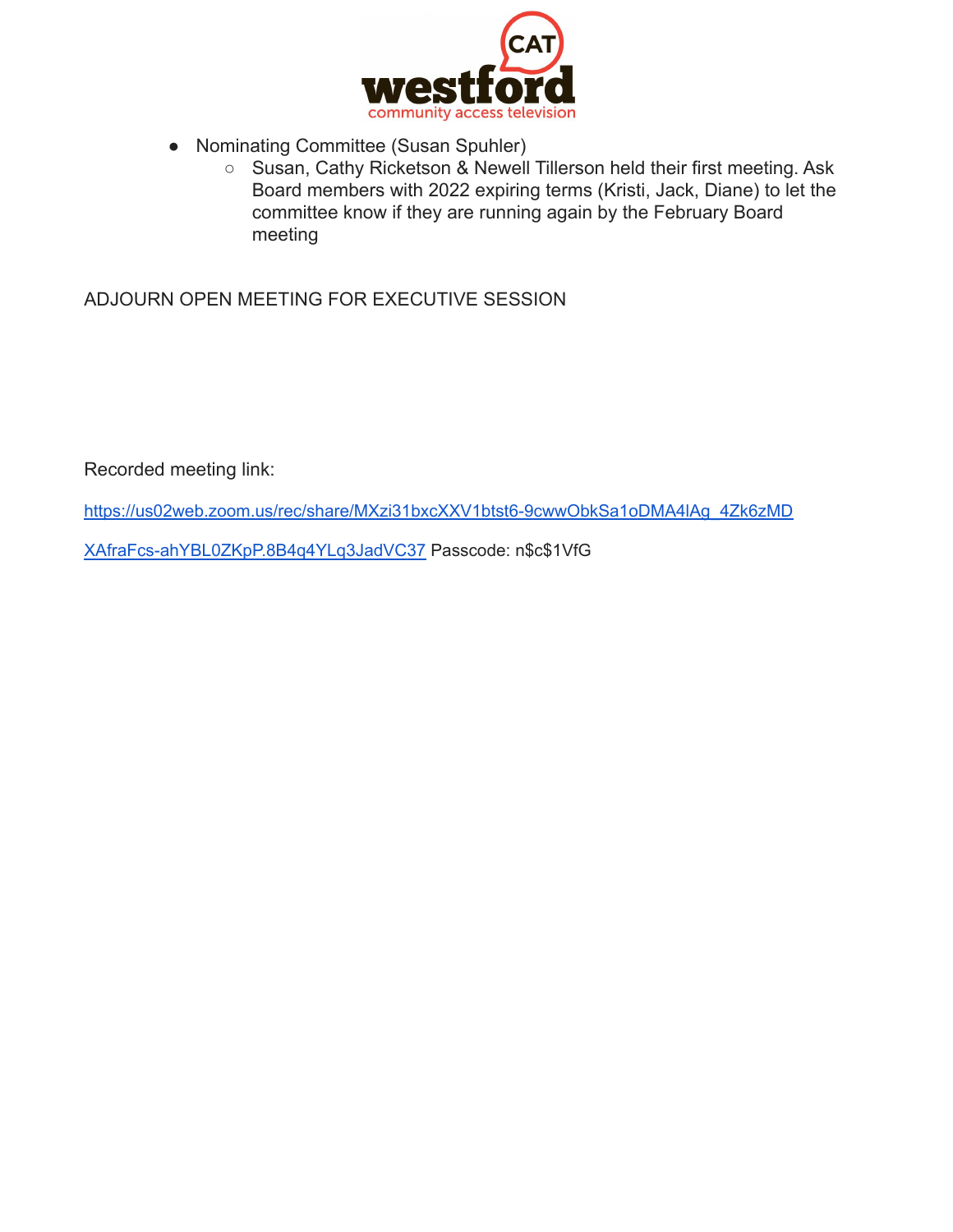- Nominating Committee (Susan Spuhler)
  - Susan, Cathy Ricketson & Newell Tillerson held their first meeting. Ask Board members with 2022 expiring terms (Kristi, Jack, Diane) to let the committee know if they are running again by the February Board meeting

ADJOURN OPEN MEETING FOR EXECUTIVE SESSION

Recorded meeting link:

https://us02web.zoom.us/rec/share/MXzi31bxcXXV1btst6-9cwwObkSa1oDMA4lAg_4Zk6zMDXAfraFcs-ahYBL0ZKpP.8B4q4YLq3JadVC37 Passcode: n$c$1VfG